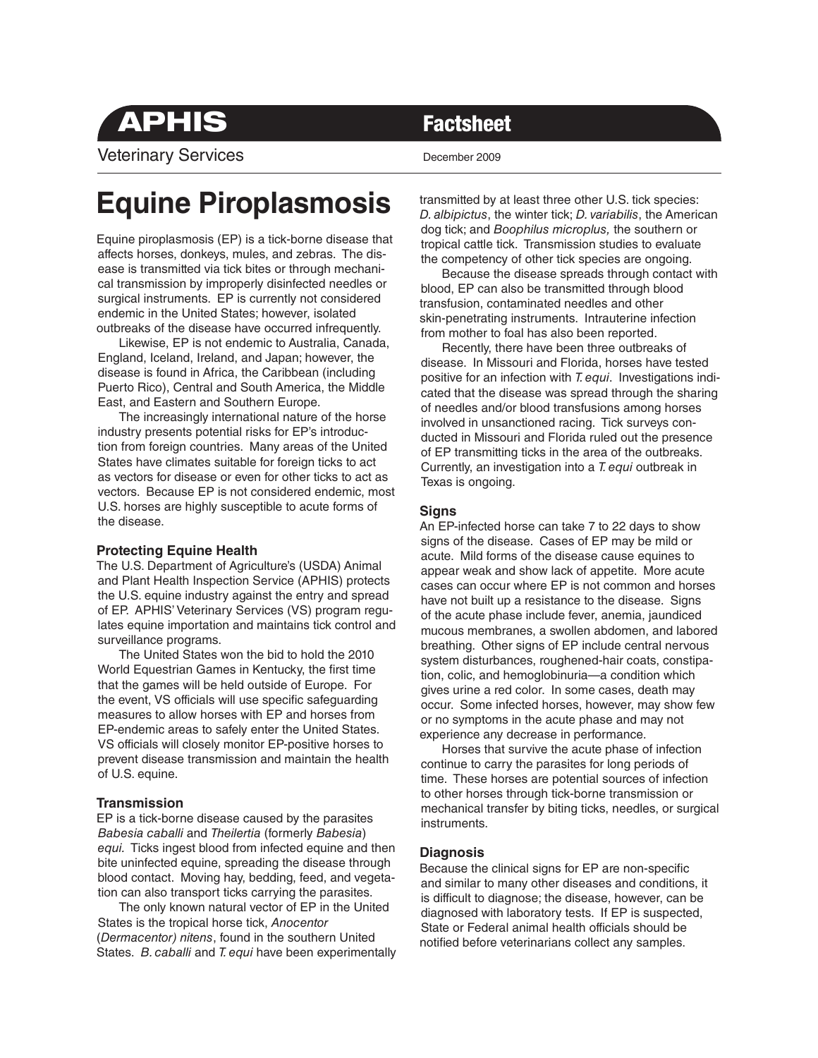**APHIS** **Factsheet**

Veterinary Services

December 2009

# Equine Piroplasmosis

Equine piroplasmosis (EP) is a tick-borne disease that affects horses, donkeys, mules, and zebras. The disease is transmitted via tick bites or through mechanical transmission by improperly disinfected needles or surgical instruments. EP is currently not considered endemic in the United States; however, isolated outbreaks of the disease have occurred infrequently.

Likewise, EP is not endemic to Australia, Canada, England, Iceland, Ireland, and Japan; however, the disease is found in Africa, the Caribbean (including Puerto Rico), Central and South America, the Middle East, and Eastern and Southern Europe.

The increasingly international nature of the horse industry presents potential risks for EP's introduction from foreign countries. Many areas of the United States have climates suitable for foreign ticks to act as vectors for disease or even for other ticks to act as vectors. Because EP is not considered endemic, most U.S. horses are highly susceptible to acute forms of the disease.

### Protecting Equine Health

The U.S. Department of Agriculture's (USDA) Animal and Plant Health Inspection Service (APHIS) protects the U.S. equine industry against the entry and spread of EP. APHIS' Veterinary Services (VS) program regulates equine importation and maintains tick control and surveillance programs.

The United States won the bid to hold the 2010 World Equestrian Games in Kentucky, the first time that the games will be held outside of Europe. For the event, VS officials will use specific safeguarding measures to allow horses with EP and horses from EP-endemic areas to safely enter the United States. VS officials will closely monitor EP-positive horses to prevent disease transmission and maintain the health of U.S. equine.

### Transmission

EP is a tick-borne disease caused by the parasites *Babesia caballi* and *Theilertia* (formerly *Babesia*) *equi.* Ticks ingest blood from infected equine and then bite uninfected equine, spreading the disease through blood contact. Moving hay, bedding, feed, and vegetation can also transport ticks carrying the parasites.

The only known natural vector of EP in the United States is the tropical horse tick, *Anocentor* (*Dermacentor) nitens*, found in the southern United States. *B. caballi* and *T. equi* have been experimentally transmitted by at least three other U.S. tick species: *D. albipictus*, the winter tick; *D. variabilis*, the American dog tick; and *Boophilus microplus,* the southern or tropical cattle tick. Transmission studies to evaluate the competency of other tick species are ongoing.

Because the disease spreads through contact with blood, EP can also be transmitted through blood transfusion, contaminated needles and other skin-penetrating instruments. Intrauterine infection from mother to foal has also been reported.

Recently, there have been three outbreaks of disease. In Missouri and Florida, horses have tested positive for an infection with *T. equi*. Investigations indicated that the disease was spread through the sharing of needles and/or blood transfusions among horses involved in unsanctioned racing. Tick surveys conducted in Missouri and Florida ruled out the presence of EP transmitting ticks in the area of the outbreaks. Currently, an investigation into a *T. equi* outbreak in Texas is ongoing.

### Signs

An EP-infected horse can take 7 to 22 days to show signs of the disease. Cases of EP may be mild or acute. Mild forms of the disease cause equines to appear weak and show lack of appetite. More acute cases can occur where EP is not common and horses have not built up a resistance to the disease. Signs of the acute phase include fever, anemia, jaundiced mucous membranes, a swollen abdomen, and labored breathing. Other signs of EP include central nervous system disturbances, roughened-hair coats, constipation, colic, and hemoglobinuria—a condition which gives urine a red color. In some cases, death may occur. Some infected horses, however, may show few or no symptoms in the acute phase and may not experience any decrease in performance.

Horses that survive the acute phase of infection continue to carry the parasites for long periods of time. These horses are potential sources of infection to other horses through tick-borne transmission or mechanical transfer by biting ticks, needles, or surgical instruments.

### Diagnosis

Because the clinical signs for EP are non-specific and similar to many other diseases and conditions, it is difficult to diagnose; the disease, however, can be diagnosed with laboratory tests. If EP is suspected, State or Federal animal health officials should be notified before veterinarians collect any samples.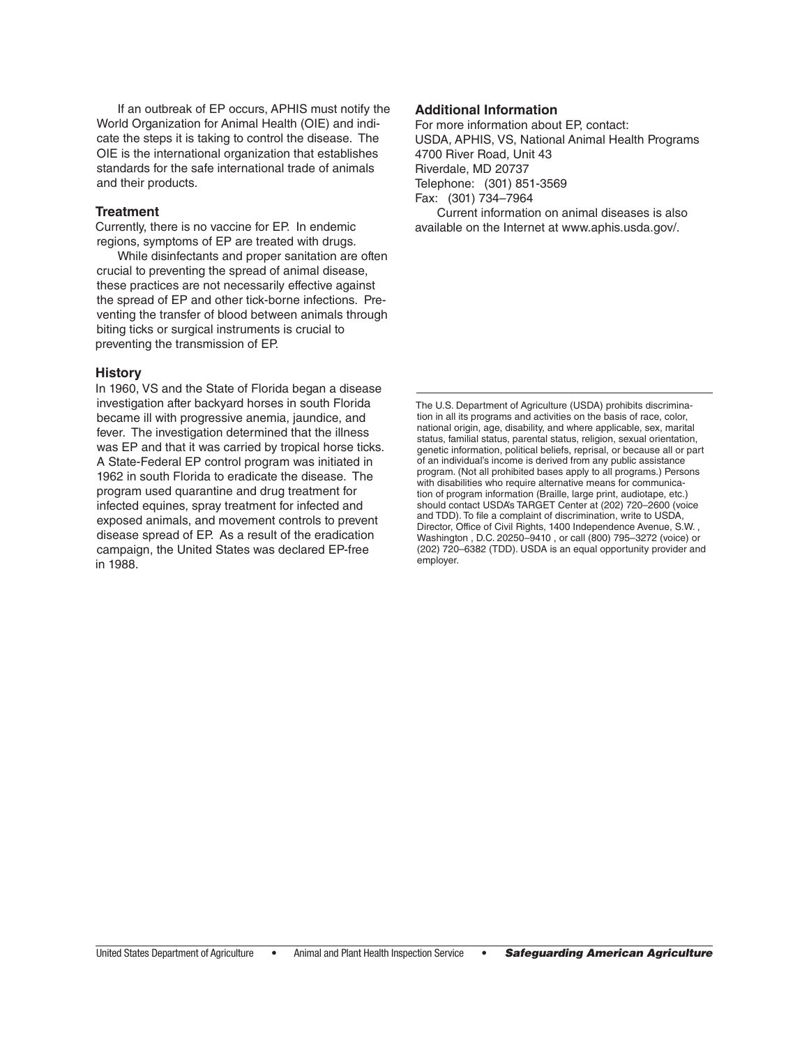If an outbreak of EP occurs, APHIS must notify the World Organization for Animal Health (OIE) and indicate the steps it is taking to control the disease. The OIE is the international organization that establishes standards for the safe international trade of animals and their products.

### Treatment

Currently, there is no vaccine for EP. In endemic regions, symptoms of EP are treated with drugs.

While disinfectants and proper sanitation are often crucial to preventing the spread of animal disease, these practices are not necessarily effective against the spread of EP and other tick-borne infections. Preventing the transfer of blood between animals through biting ticks or surgical instruments is crucial to preventing the transmission of EP.

### History

In 1960, VS and the State of Florida began a disease investigation after backyard horses in south Florida became ill with progressive anemia, jaundice, and fever. The investigation determined that the illness was EP and that it was carried by tropical horse ticks. A State-Federal EP control program was initiated in 1962 in south Florida to eradicate the disease. The program used quarantine and drug treatment for infected equines, spray treatment for infected and exposed animals, and movement controls to prevent disease spread of EP. As a result of the eradication campaign, the United States was declared EP-free in 1988.

### Additional Information

For more information about EP, contact:
USDA, APHIS, VS, National Animal Health Programs
4700 River Road, Unit 43
Riverdale, MD 20737
Telephone: (301) 851-3569
Fax: (301) 734–7964

Current information on animal diseases is also available on the Internet at www.aphis.usda.gov/.

---

The U.S. Department of Agriculture (USDA) prohibits discrimination in all its programs and activities on the basis of race, color, national origin, age, disability, and where applicable, sex, marital status, familial status, parental status, religion, sexual orientation, genetic information, political beliefs, reprisal, or because all or part of an individual's income is derived from any public assistance program. (Not all prohibited bases apply to all programs.) Persons with disabilities who require alternative means for communication of program information (Braille, large print, audiotape, etc.) should contact USDA's TARGET Center at (202) 720–2600 (voice and TDD). To file a complaint of discrimination, write to USDA, Director, Office of Civil Rights, 1400 Independence Avenue, S.W. , Washington , D.C. 20250–9410 , or call (800) 795–3272 (voice) or (202) 720–6382 (TDD). USDA is an equal opportunity provider and employer.